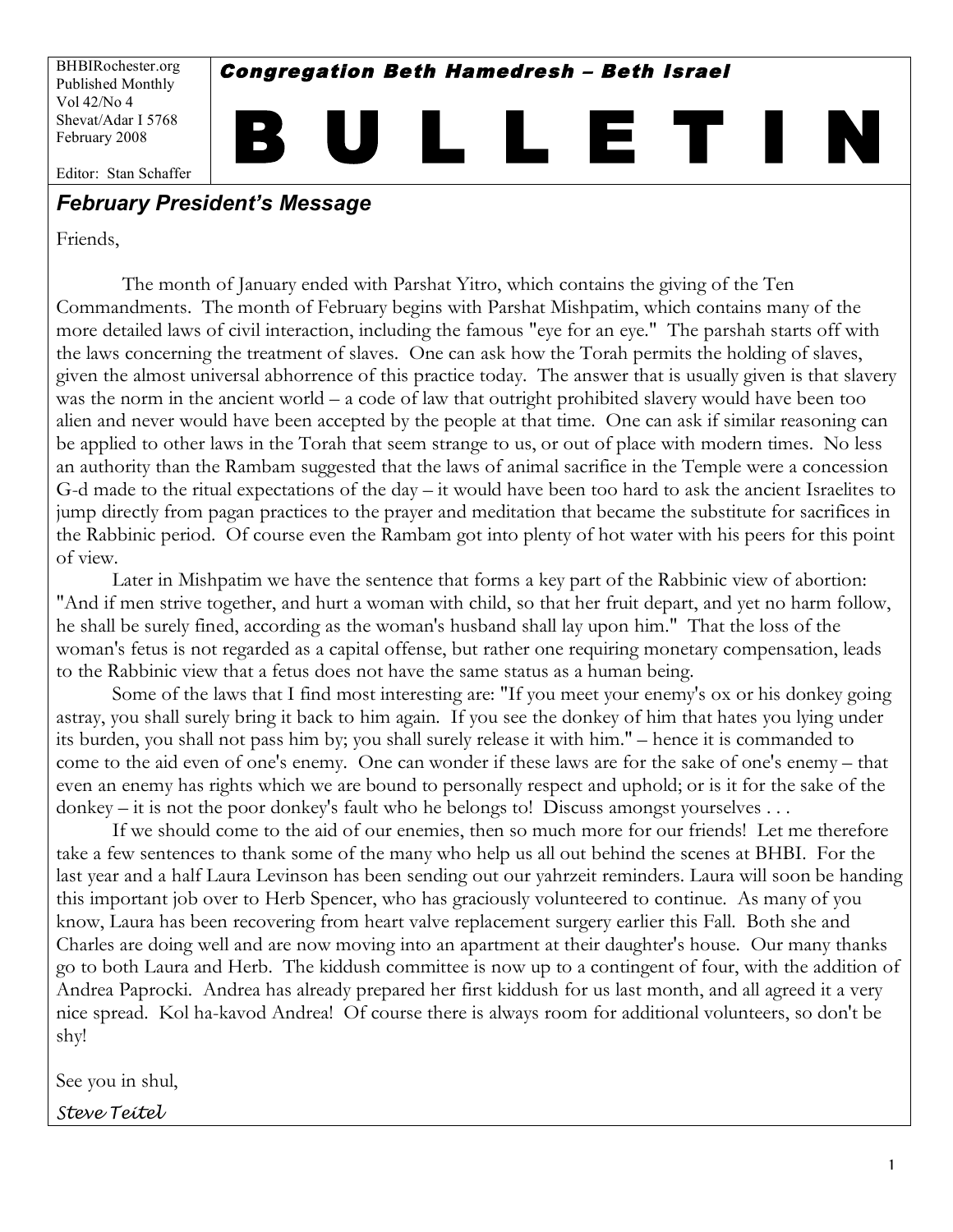BHBIRochester.org
Published Monthly
Vol 42/No 4
Shevat/Adar I 5768
February 2008

Editor: Stan Schaffer

***Congregation Beth Hamedresh – Beth Israel***

# B U L L E T I N

## *February President's Message*

Friends,

The month of January ended with Parshat Yitro, which contains the giving of the Ten Commandments. The month of February begins with Parshat Mishpatim, which contains many of the more detailed laws of civil interaction, including the famous "eye for an eye." The parshah starts off with the laws concerning the treatment of slaves. One can ask how the Torah permits the holding of slaves, given the almost universal abhorrence of this practice today. The answer that is usually given is that slavery was the norm in the ancient world – a code of law that outright prohibited slavery would have been too alien and never would have been accepted by the people at that time. One can ask if similar reasoning can be applied to other laws in the Torah that seem strange to us, or out of place with modern times. No less an authority than the Rambam suggested that the laws of animal sacrifice in the Temple were a concession G-d made to the ritual expectations of the day – it would have been too hard to ask the ancient Israelites to jump directly from pagan practices to the prayer and meditation that became the substitute for sacrifices in the Rabbinic period. Of course even the Rambam got into plenty of hot water with his peers for this point of view.

Later in Mishpatim we have the sentence that forms a key part of the Rabbinic view of abortion: "And if men strive together, and hurt a woman with child, so that her fruit depart, and yet no harm follow, he shall be surely fined, according as the woman's husband shall lay upon him." That the loss of the woman's fetus is not regarded as a capital offense, but rather one requiring monetary compensation, leads to the Rabbinic view that a fetus does not have the same status as a human being.

Some of the laws that I find most interesting are: "If you meet your enemy's ox or his donkey going astray, you shall surely bring it back to him again. If you see the donkey of him that hates you lying under its burden, you shall not pass him by; you shall surely release it with him." – hence it is commanded to come to the aid even of one's enemy. One can wonder if these laws are for the sake of one's enemy – that even an enemy has rights which we are bound to personally respect and uphold; or is it for the sake of the donkey – it is not the poor donkey's fault who he belongs to! Discuss amongst yourselves . . .

If we should come to the aid of our enemies, then so much more for our friends! Let me therefore take a few sentences to thank some of the many who help us all out behind the scenes at BHBI. For the last year and a half Laura Levinson has been sending out our yahrzeit reminders. Laura will soon be handing this important job over to Herb Spencer, who has graciously volunteered to continue. As many of you know, Laura has been recovering from heart valve replacement surgery earlier this Fall. Both she and Charles are doing well and are now moving into an apartment at their daughter's house. Our many thanks go to both Laura and Herb. The kiddush committee is now up to a contingent of four, with the addition of Andrea Paprocki. Andrea has already prepared her first kiddush for us last month, and all agreed it a very nice spread. Kol ha-kavod Andrea! Of course there is always room for additional volunteers, so don't be shy!

See you in shul,

*Steve Teitel*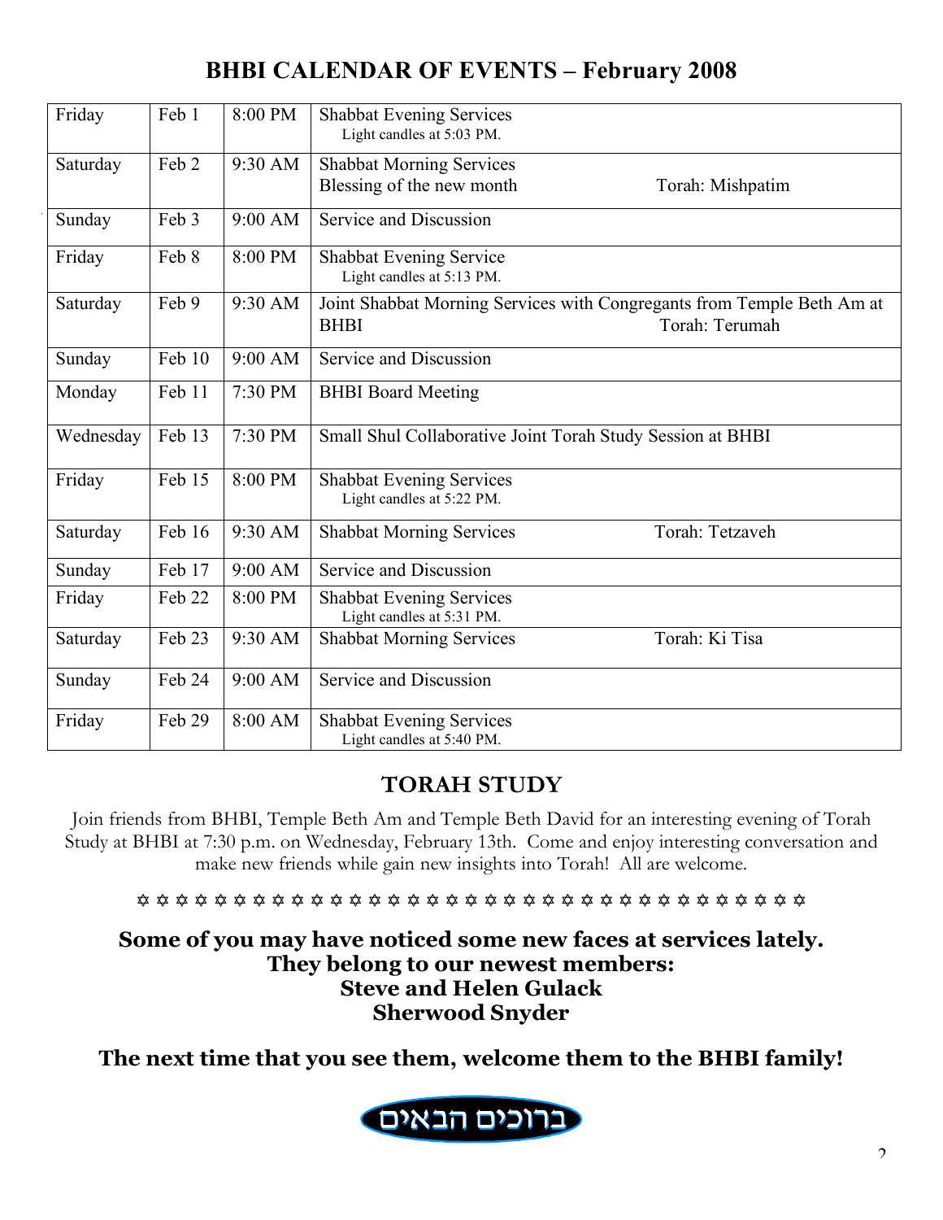# BHBI CALENDAR OF EVENTS – February 2008

| | | | |
|---|---|---|---|
| Friday | Feb 1 | 8:00 PM | Shabbat Evening Services<br>Light candles at 5:03 PM. |
| Saturday | Feb 2 | 9:30 AM | Shabbat Morning Services<br>Blessing of the new month Torah: Mishpatim |
| Sunday | Feb 3 | 9:00 AM | Service and Discussion |
| Friday | Feb 8 | 8:00 PM | Shabbat Evening Service<br>Light candles at 5:13 PM. |
| Saturday | Feb 9 | 9:30 AM | Joint Shabbat Morning Services with Congregants from Temple Beth Am at BHBI Torah: Terumah |
| Sunday | Feb 10 | 9:00 AM | Service and Discussion |
| Monday | Feb 11 | 7:30 PM | BHBI Board Meeting |
| Wednesday | Feb 13 | 7:30 PM | Small Shul Collaborative Joint Torah Study Session at BHBI |
| Friday | Feb 15 | 8:00 PM | Shabbat Evening Services<br>Light candles at 5:22 PM. |
| Saturday | Feb 16 | 9:30 AM | Shabbat Morning Services Torah: Tetzaveh |
| Sunday | Feb 17 | 9:00 AM | Service and Discussion |
| Friday | Feb 22 | 8:00 PM | Shabbat Evening Services<br>Light candles at 5:31 PM. |
| Saturday | Feb 23 | 9:30 AM | Shabbat Morning Services Torah: Ki Tisa |
| Sunday | Feb 24 | 9:00 AM | Service and Discussion |
| Friday | Feb 29 | 8:00 AM | Shabbat Evening Services<br>Light candles at 5:40 PM. |

## TORAH STUDY

Join friends from BHBI, Temple Beth Am and Temple Beth David for an interesting evening of Torah Study at BHBI at 7:30 p.m. on Wednesday, February 13th. Come and enjoy interesting conversation and make new friends while gain new insights into Torah! All are welcome.

✡ ✡ ✡ ✡ ✡ ✡ ✡ ✡ ✡ ✡ ✡ ✡ ✡ ✡ ✡ ✡ ✡ ✡ ✡ ✡ ✡ ✡ ✡ ✡ ✡ ✡ ✡ ✡ ✡ ✡ ✡ ✡ ✡ ✡ ✡ ✡ ✡ ✡ ✡

**Some of you may have noticed some new faces at services lately.**
**They belong to our newest members:**
**Steve and Helen Gulack**
**Sherwood Snyder**

**The next time that you see them, welcome them to the BHBI family!**

ברוכים הבאים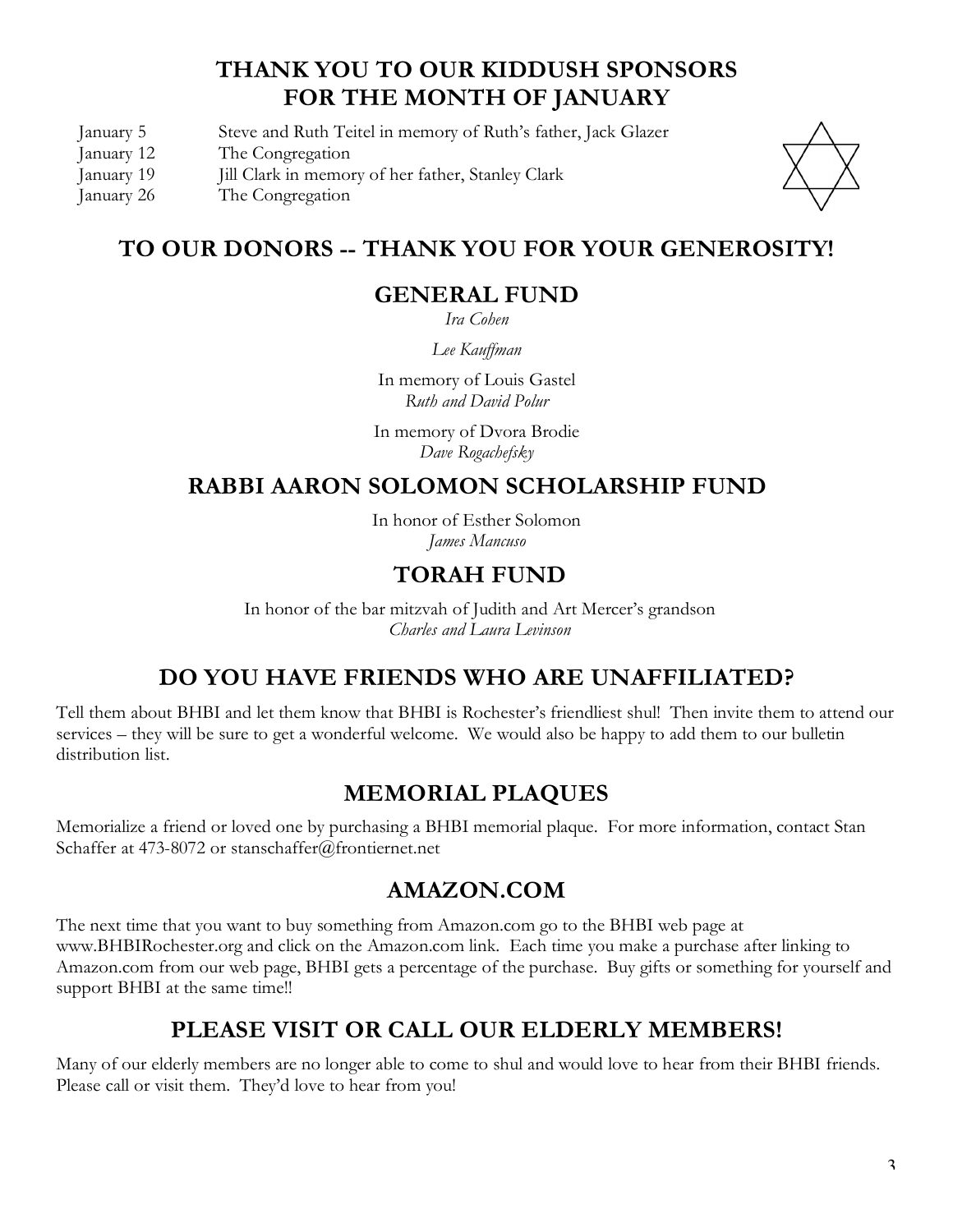## THANK YOU TO OUR KIDDUSH SPONSORS FOR THE MONTH OF JANUARY

| | |
|---|---|
| January 5 | Steve and Ruth Teitel in memory of Ruth's father, Jack Glazer |
| January 12 | The Congregation |
| January 19 | Jill Clark in memory of her father, Stanley Clark |
| January 26 | The Congregation |

## TO OUR DONORS -- THANK YOU FOR YOUR GENEROSITY!

### GENERAL FUND

*Ira Cohen*

*Lee Kauffman*

In memory of Louis Gastel
*Ruth and David Polur*

In memory of Dvora Brodie
*Dave Rogachefsky*

### RABBI AARON SOLOMON SCHOLARSHIP FUND

In honor of Esther Solomon
*James Mancuso*

### TORAH FUND

In honor of the bar mitzvah of Judith and Art Mercer's grandson
*Charles and Laura Levinson*

## DO YOU HAVE FRIENDS WHO ARE UNAFFILIATED?

Tell them about BHBI and let them know that BHBI is Rochester's friendliest shul! Then invite them to attend our services – they will be sure to get a wonderful welcome. We would also be happy to add them to our bulletin distribution list.

## MEMORIAL PLAQUES

Memorialize a friend or loved one by purchasing a BHBI memorial plaque. For more information, contact Stan Schaffer at 473-8072 or stanschaffer@frontiernet.net

## AMAZON.COM

The next time that you want to buy something from Amazon.com go to the BHBI web page at www.BHBIRochester.org and click on the Amazon.com link. Each time you make a purchase after linking to Amazon.com from our web page, BHBI gets a percentage of the purchase. Buy gifts or something for yourself and support BHBI at the same time!!

## PLEASE VISIT OR CALL OUR ELDERLY MEMBERS!

Many of our elderly members are no longer able to come to shul and would love to hear from their BHBI friends. Please call or visit them. They'd love to hear from you!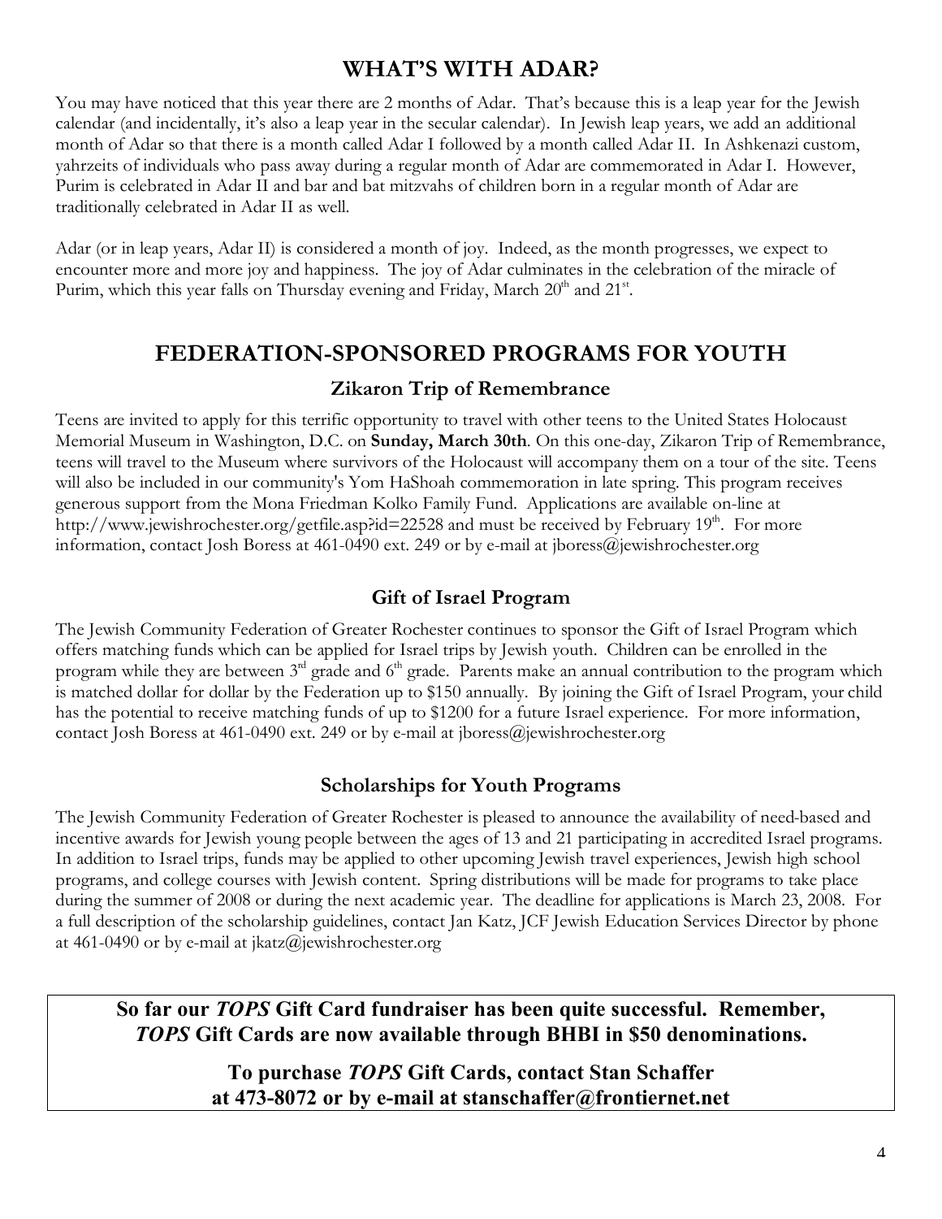# WHAT'S WITH ADAR?

You may have noticed that this year there are 2 months of Adar. That's because this is a leap year for the Jewish calendar (and incidentally, it's also a leap year in the secular calendar). In Jewish leap years, we add an additional month of Adar so that there is a month called Adar I followed by a month called Adar II. In Ashkenazi custom, yahrzeits of individuals who pass away during a regular month of Adar are commemorated in Adar I. However, Purim is celebrated in Adar II and bar and bat mitzvahs of children born in a regular month of Adar are traditionally celebrated in Adar II as well.

Adar (or in leap years, Adar II) is considered a month of joy. Indeed, as the month progresses, we expect to encounter more and more joy and happiness. The joy of Adar culminates in the celebration of the miracle of Purim, which this year falls on Thursday evening and Friday, March 20th and 21st.

# FEDERATION-SPONSORED PROGRAMS FOR YOUTH

## Zikaron Trip of Remembrance

Teens are invited to apply for this terrific opportunity to travel with other teens to the United States Holocaust Memorial Museum in Washington, D.C. on **Sunday, March 30th**. On this one-day, Zikaron Trip of Remembrance, teens will travel to the Museum where survivors of the Holocaust will accompany them on a tour of the site. Teens will also be included in our community's Yom HaShoah commemoration in late spring. This program receives generous support from the Mona Friedman Kolko Family Fund. Applications are available on-line at http://www.jewishrochester.org/getfile.asp?id=22528 and must be received by February 19th. For more information, contact Josh Boress at 461-0490 ext. 249 or by e-mail at jboress@jewishrochester.org

## Gift of Israel Program

The Jewish Community Federation of Greater Rochester continues to sponsor the Gift of Israel Program which offers matching funds which can be applied for Israel trips by Jewish youth. Children can be enrolled in the program while they are between 3rd grade and 6th grade. Parents make an annual contribution to the program which is matched dollar for dollar by the Federation up to $150 annually. By joining the Gift of Israel Program, your child has the potential to receive matching funds of up to $1200 for a future Israel experience. For more information, contact Josh Boress at 461-0490 ext. 249 or by e-mail at jboress@jewishrochester.org

## Scholarships for Youth Programs

The Jewish Community Federation of Greater Rochester is pleased to announce the availability of need-based and incentive awards for Jewish young people between the ages of 13 and 21 participating in accredited Israel programs. In addition to Israel trips, funds may be applied to other upcoming Jewish travel experiences, Jewish high school programs, and college courses with Jewish content. Spring distributions will be made for programs to take place during the summer of 2008 or during the next academic year. The deadline for applications is March 23, 2008. For a full description of the scholarship guidelines, contact Jan Katz, JCF Jewish Education Services Director by phone at 461-0490 or by e-mail at jkatz@jewishrochester.org

**So far our *TOPS* Gift Card fundraiser has been quite successful. Remember, *TOPS* Gift Cards are now available through BHBI in $50 denominations.**

**To purchase *TOPS* Gift Cards, contact Stan Schaffer at 473-8072 or by e-mail at stanschaffer@frontiernet.net**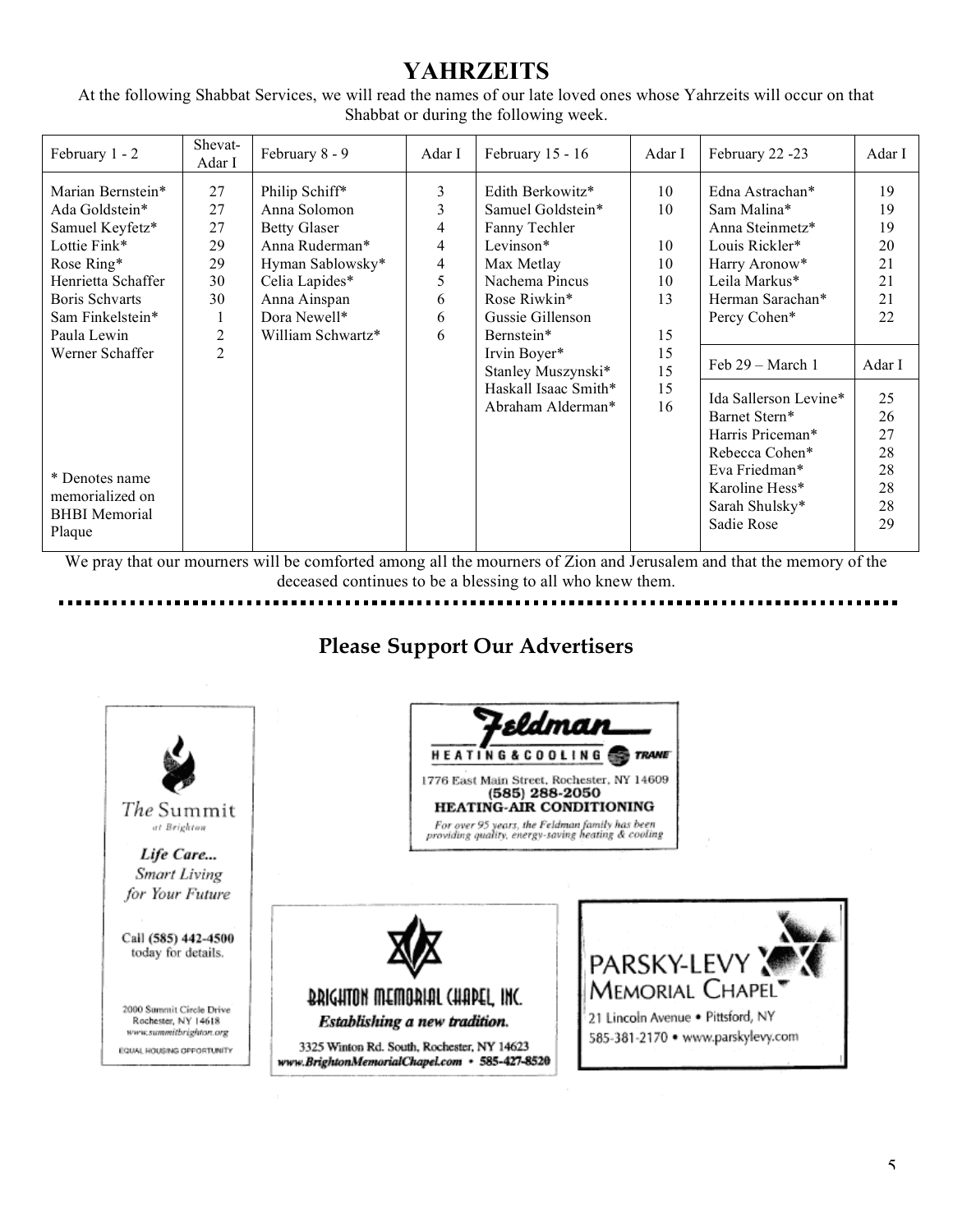# YAHRZEITS

At the following Shabbat Services, we will read the names of our late loved ones whose Yahrzeits will occur on that Shabbat or during the following week.

| February 1 - 2 | Shevat-Adar I | February 8 - 9 | Adar I | February 15 - 16 | Adar I | February 22 -23 | Adar I |
|---|---|---|---|---|---|---|---|
| Marian Bernstein* | 27 | Philip Schiff* | 3 | Edith Berkowitz* | 10 | Edna Astrachan* | 19 |
| Ada Goldstein* | 27 | Anna Solomon | 3 | Samuel Goldstein* | 10 | Sam Malina* | 19 |
| Samuel Keyfetz* | 27 | Betty Glaser | 4 | Fanny Techler Levinson* | 10 | Anna Steinmetz* | 19 |
| Lottie Fink* | 29 | Anna Ruderman* | 4 | Max Metlay | 10 | Louis Rickler* | 20 |
| Rose Ring* | 29 | Hyman Sablowsky* | 4 | Nachema Pincus | 10 | Harry Aronow* | 21 |
| Henrietta Schaffer | 30 | Celia Lapides* | 5 | Rose Riwkin* | 13 | Leila Markus* | 21 |
| Boris Schvarts | 30 | Anna Ainspan | 6 | Gussie Gillenson Bernstein* | 15 | Herman Sarachan* | 21 |
| Sam Finkelstein* | 1 | Dora Newell* | 6 | Irvin Boyer* | 15 | Percy Cohen* | 22 |
| Paula Lewin | 2 | William Schwartz* | 6 | Stanley Muszynski* | 15 | **Feb 29 – March 1** | **Adar I** |
| Werner Schaffer | 2 | | | Haskall Isaac Smith* | 15 | Ida Sallerson Levine* | 25 |
| | | | | Abraham Alderman* | 16 | Barnet Stern* | 26 |
| | | | | | | Harris Priceman* | 27 |
| | | | | | | Rebecca Cohen* | 28 |
| * Denotes name memorialized on BHBI Memorial Plaque | | | | | | Eva Friedman* | 28 |
| | | | | | | Karoline Hess* | 28 |
| | | | | | | Sarah Shulsky* | 28 |
| | | | | | | Sadie Rose | 29 |

We pray that our mourners will be comforted among all the mourners of Zion and Jerusalem and that the memory of the deceased continues to be a blessing to all who knew them.

## Please Support Our Advertisers

The Summit at Brighton

*Life Care... Smart Living for Your Future*

Call (585) 442-4500 today for details.

2000 Summit Circle Drive
Rochester, NY 14618
www.summitbrighton.org

EQUAL HOUSING OPPORTUNITY

Feldman HEATING & COOLING TRANE

1776 East Main Street, Rochester, NY 14609
(585) 288-2050
HEATING-AIR CONDITIONING

*For over 95 years, the Feldman family has been providing quality, energy-saving heating & cooling*

BRIGHTON MEMORIAL CHAPEL, INC.

*Establishing a new tradition.*

3325 Winton Rd. South, Rochester, NY 14623
www.BrightonMemorialChapel.com • 585-427-8520

PARSKY-LEVY MEMORIAL CHAPEL

21 Lincoln Avenue • Pittsford, NY
585-381-2170 • www.parskylevy.com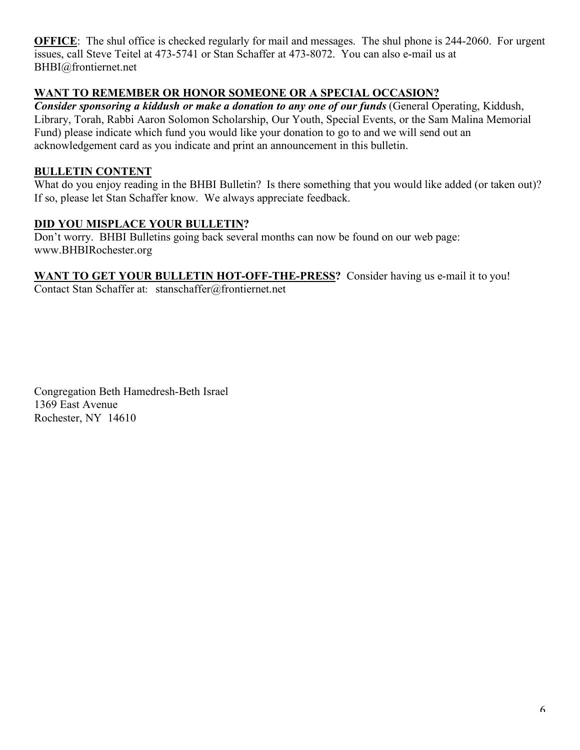**OFFICE**: The shul office is checked regularly for mail and messages. The shul phone is 244-2060. For urgent issues, call Steve Teitel at 473-5741 or Stan Schaffer at 473-8072. You can also e-mail us at BHBI@frontiernet.net

**WANT TO REMEMBER OR HONOR SOMEONE OR A SPECIAL OCCASION?**

***Consider sponsoring a kiddush or make a donation to any one of our funds*** (General Operating, Kiddush, Library, Torah, Rabbi Aaron Solomon Scholarship, Our Youth, Special Events, or the Sam Malina Memorial Fund) please indicate which fund you would like your donation to go to and we will send out an acknowledgement card as you indicate and print an announcement in this bulletin.

**BULLETIN CONTENT**

What do you enjoy reading in the BHBI Bulletin? Is there something that you would like added (or taken out)? If so, please let Stan Schaffer know. We always appreciate feedback.

**DID YOU MISPLACE YOUR BULLETIN?**

Don't worry. BHBI Bulletins going back several months can now be found on our web page: www.BHBIRochester.org

**WANT TO GET YOUR BULLETIN HOT-OFF-THE-PRESS?** Consider having us e-mail it to you!
Contact Stan Schaffer at: stanschaffer@frontiernet.net

Congregation Beth Hamedresh-Beth Israel
1369 East Avenue
Rochester, NY 14610